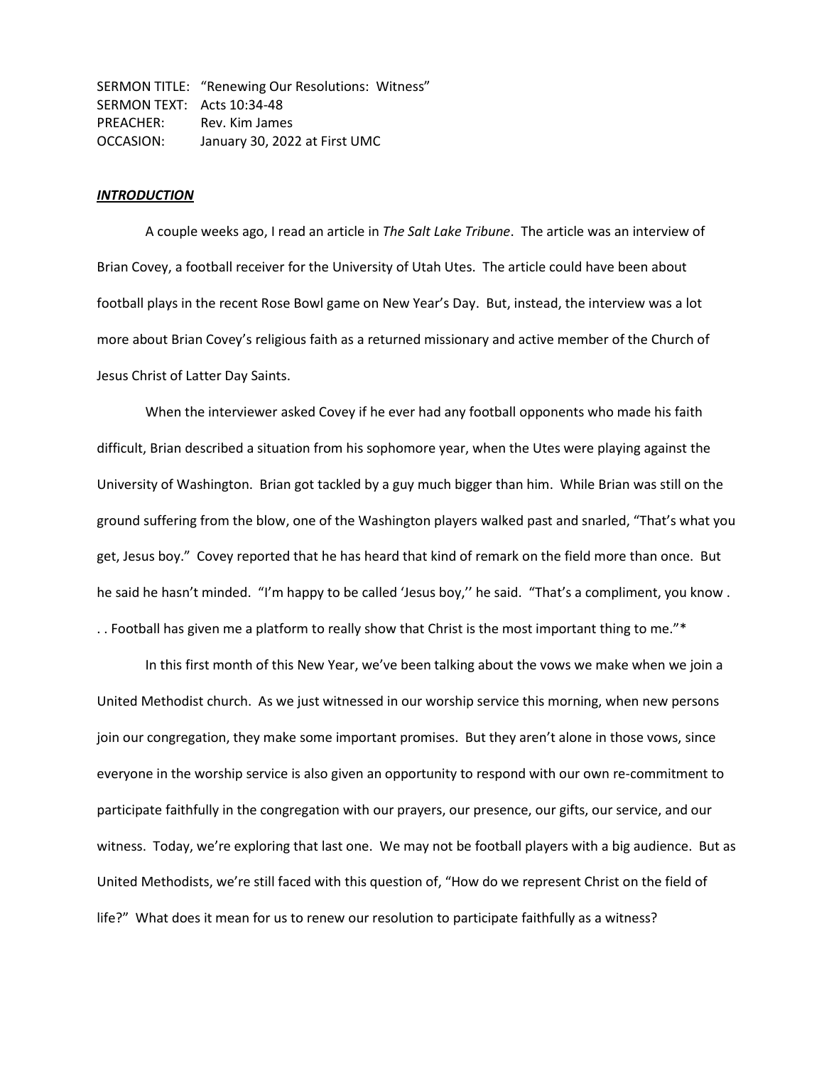SERMON TITLE: "Renewing Our Resolutions: Witness"
SERMON TEXT: Acts 10:34-48
PREACHER: Rev. Kim James
OCCASION: January 30, 2022 at First UMC

***INTRODUCTION***

A couple weeks ago, I read an article in *The Salt Lake Tribune*. The article was an interview of Brian Covey, a football receiver for the University of Utah Utes. The article could have been about football plays in the recent Rose Bowl game on New Year's Day. But, instead, the interview was a lot more about Brian Covey's religious faith as a returned missionary and active member of the Church of Jesus Christ of Latter Day Saints.

When the interviewer asked Covey if he ever had any football opponents who made his faith difficult, Brian described a situation from his sophomore year, when the Utes were playing against the University of Washington. Brian got tackled by a guy much bigger than him. While Brian was still on the ground suffering from the blow, one of the Washington players walked past and snarled, "That's what you get, Jesus boy." Covey reported that he has heard that kind of remark on the field more than once. But he said he hasn't minded. "I'm happy to be called 'Jesus boy,'' he said. "That's a compliment, you know . . . Football has given me a platform to really show that Christ is the most important thing to me."*

In this first month of this New Year, we've been talking about the vows we make when we join a United Methodist church. As we just witnessed in our worship service this morning, when new persons join our congregation, they make some important promises. But they aren't alone in those vows, since everyone in the worship service is also given an opportunity to respond with our own re-commitment to participate faithfully in the congregation with our prayers, our presence, our gifts, our service, and our witness. Today, we're exploring that last one. We may not be football players with a big audience. But as United Methodists, we're still faced with this question of, "How do we represent Christ on the field of life?" What does it mean for us to renew our resolution to participate faithfully as a witness?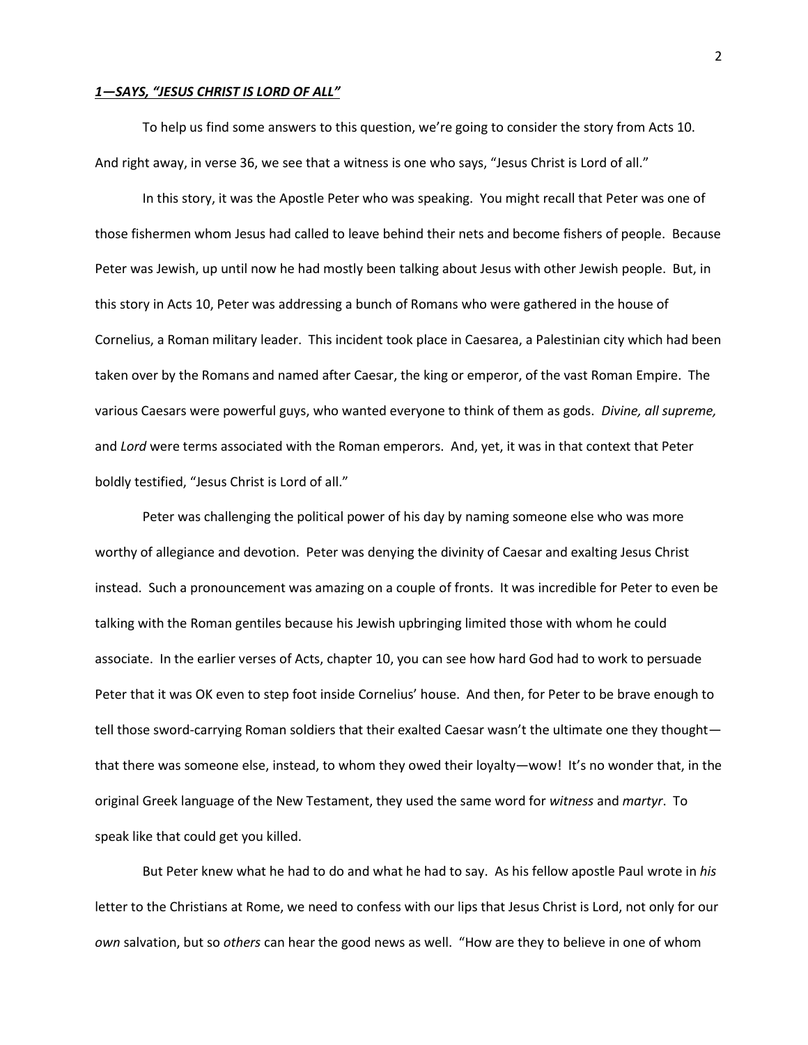***1—SAYS, "JESUS CHRIST IS LORD OF ALL"***

To help us find some answers to this question, we're going to consider the story from Acts 10. And right away, in verse 36, we see that a witness is one who says, "Jesus Christ is Lord of all."

In this story, it was the Apostle Peter who was speaking. You might recall that Peter was one of those fishermen whom Jesus had called to leave behind their nets and become fishers of people. Because Peter was Jewish, up until now he had mostly been talking about Jesus with other Jewish people. But, in this story in Acts 10, Peter was addressing a bunch of Romans who were gathered in the house of Cornelius, a Roman military leader. This incident took place in Caesarea, a Palestinian city which had been taken over by the Romans and named after Caesar, the king or emperor, of the vast Roman Empire. The various Caesars were powerful guys, who wanted everyone to think of them as gods. *Divine, all supreme,* and *Lord* were terms associated with the Roman emperors. And, yet, it was in that context that Peter boldly testified, "Jesus Christ is Lord of all."

Peter was challenging the political power of his day by naming someone else who was more worthy of allegiance and devotion. Peter was denying the divinity of Caesar and exalting Jesus Christ instead. Such a pronouncement was amazing on a couple of fronts. It was incredible for Peter to even be talking with the Roman gentiles because his Jewish upbringing limited those with whom he could associate. In the earlier verses of Acts, chapter 10, you can see how hard God had to work to persuade Peter that it was OK even to step foot inside Cornelius' house. And then, for Peter to be brave enough to tell those sword-carrying Roman soldiers that their exalted Caesar wasn't the ultimate one they thought—that there was someone else, instead, to whom they owed their loyalty—wow! It's no wonder that, in the original Greek language of the New Testament, they used the same word for *witness* and *martyr*. To speak like that could get you killed.

But Peter knew what he had to do and what he had to say. As his fellow apostle Paul wrote in *his* letter to the Christians at Rome, we need to confess with our lips that Jesus Christ is Lord, not only for our *own* salvation, but so *others* can hear the good news as well. "How are they to believe in one of whom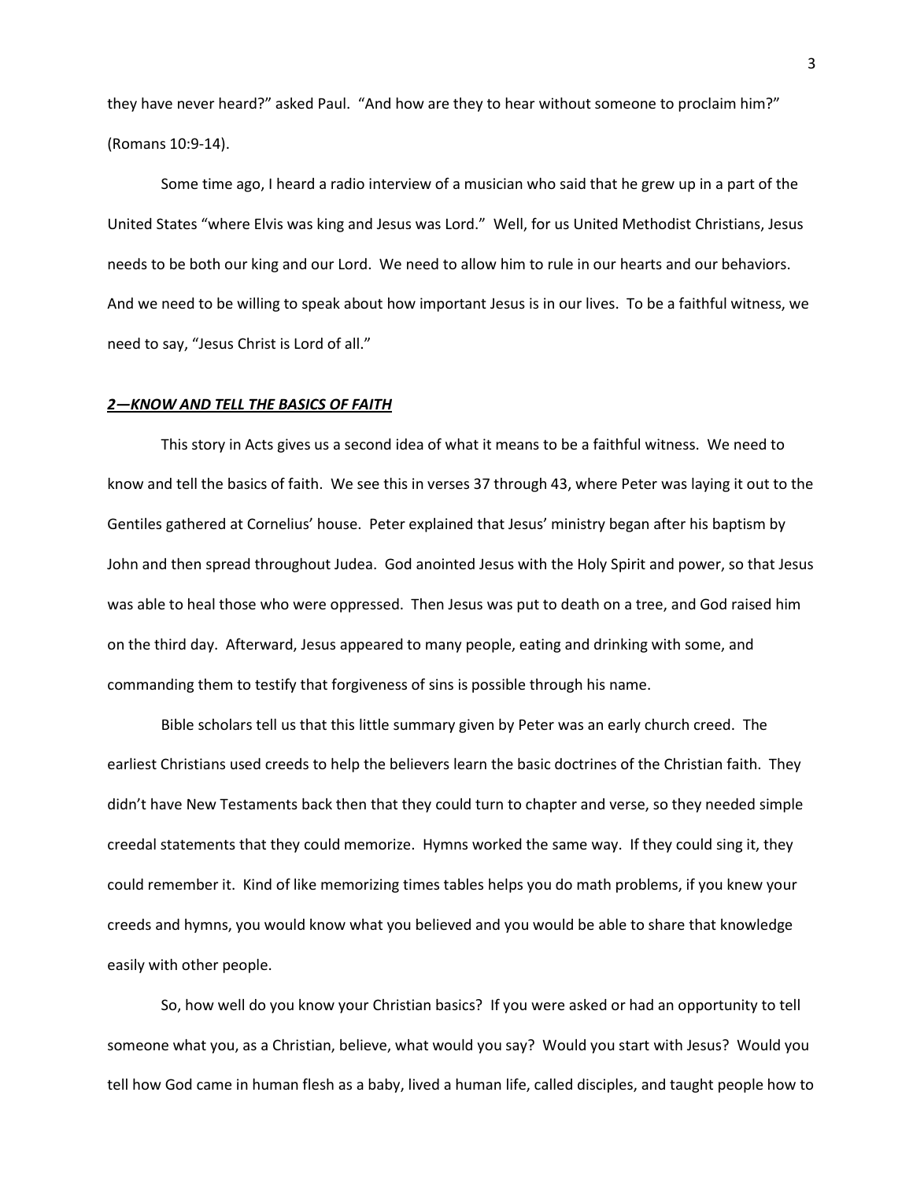they have never heard?" asked Paul. "And how are they to hear without someone to proclaim him?" (Romans 10:9-14).

Some time ago, I heard a radio interview of a musician who said that he grew up in a part of the United States "where Elvis was king and Jesus was Lord." Well, for us United Methodist Christians, Jesus needs to be both our king and our Lord. We need to allow him to rule in our hearts and our behaviors. And we need to be willing to speak about how important Jesus is in our lives. To be a faithful witness, we need to say, "Jesus Christ is Lord of all."

***<u>2—KNOW AND TELL THE BASICS OF FAITH</u>***

This story in Acts gives us a second idea of what it means to be a faithful witness. We need to know and tell the basics of faith. We see this in verses 37 through 43, where Peter was laying it out to the Gentiles gathered at Cornelius' house. Peter explained that Jesus' ministry began after his baptism by John and then spread throughout Judea. God anointed Jesus with the Holy Spirit and power, so that Jesus was able to heal those who were oppressed. Then Jesus was put to death on a tree, and God raised him on the third day. Afterward, Jesus appeared to many people, eating and drinking with some, and commanding them to testify that forgiveness of sins is possible through his name.

Bible scholars tell us that this little summary given by Peter was an early church creed. The earliest Christians used creeds to help the believers learn the basic doctrines of the Christian faith. They didn't have New Testaments back then that they could turn to chapter and verse, so they needed simple creedal statements that they could memorize. Hymns worked the same way. If they could sing it, they could remember it. Kind of like memorizing times tables helps you do math problems, if you knew your creeds and hymns, you would know what you believed and you would be able to share that knowledge easily with other people.

So, how well do you know your Christian basics? If you were asked or had an opportunity to tell someone what you, as a Christian, believe, what would you say? Would you start with Jesus? Would you tell how God came in human flesh as a baby, lived a human life, called disciples, and taught people how to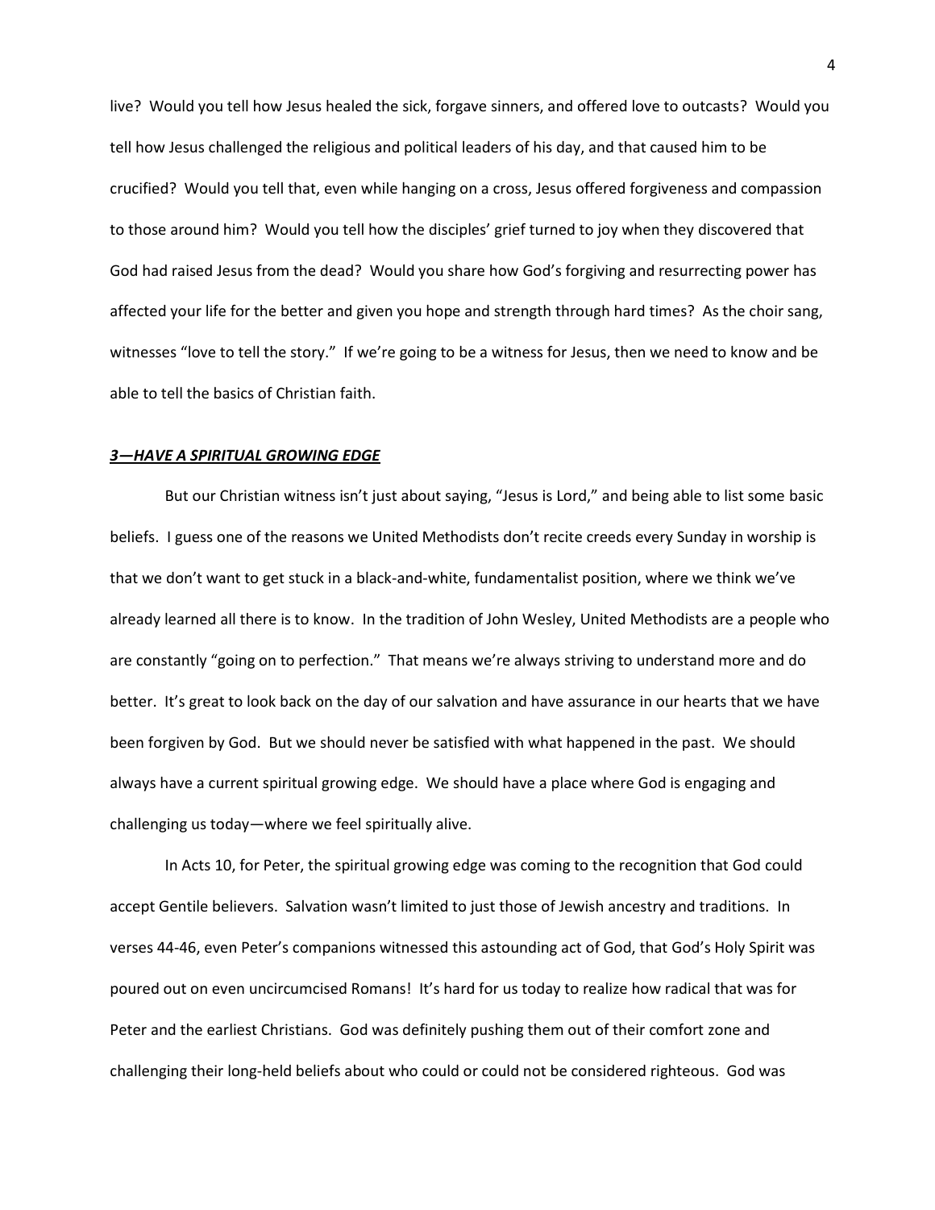live? Would you tell how Jesus healed the sick, forgave sinners, and offered love to outcasts? Would you tell how Jesus challenged the religious and political leaders of his day, and that caused him to be crucified? Would you tell that, even while hanging on a cross, Jesus offered forgiveness and compassion to those around him? Would you tell how the disciples' grief turned to joy when they discovered that God had raised Jesus from the dead? Would you share how God's forgiving and resurrecting power has affected your life for the better and given you hope and strength through hard times? As the choir sang, witnesses "love to tell the story." If we're going to be a witness for Jesus, then we need to know and be able to tell the basics of Christian faith.

***<u>3—HAVE A SPIRITUAL GROWING EDGE</u>***

But our Christian witness isn't just about saying, "Jesus is Lord," and being able to list some basic beliefs. I guess one of the reasons we United Methodists don't recite creeds every Sunday in worship is that we don't want to get stuck in a black-and-white, fundamentalist position, where we think we've already learned all there is to know. In the tradition of John Wesley, United Methodists are a people who are constantly "going on to perfection." That means we're always striving to understand more and do better. It's great to look back on the day of our salvation and have assurance in our hearts that we have been forgiven by God. But we should never be satisfied with what happened in the past. We should always have a current spiritual growing edge. We should have a place where God is engaging and challenging us today—where we feel spiritually alive.

In Acts 10, for Peter, the spiritual growing edge was coming to the recognition that God could accept Gentile believers. Salvation wasn't limited to just those of Jewish ancestry and traditions. In verses 44-46, even Peter's companions witnessed this astounding act of God, that God's Holy Spirit was poured out on even uncircumcised Romans! It's hard for us today to realize how radical that was for Peter and the earliest Christians. God was definitely pushing them out of their comfort zone and challenging their long-held beliefs about who could or could not be considered righteous. God was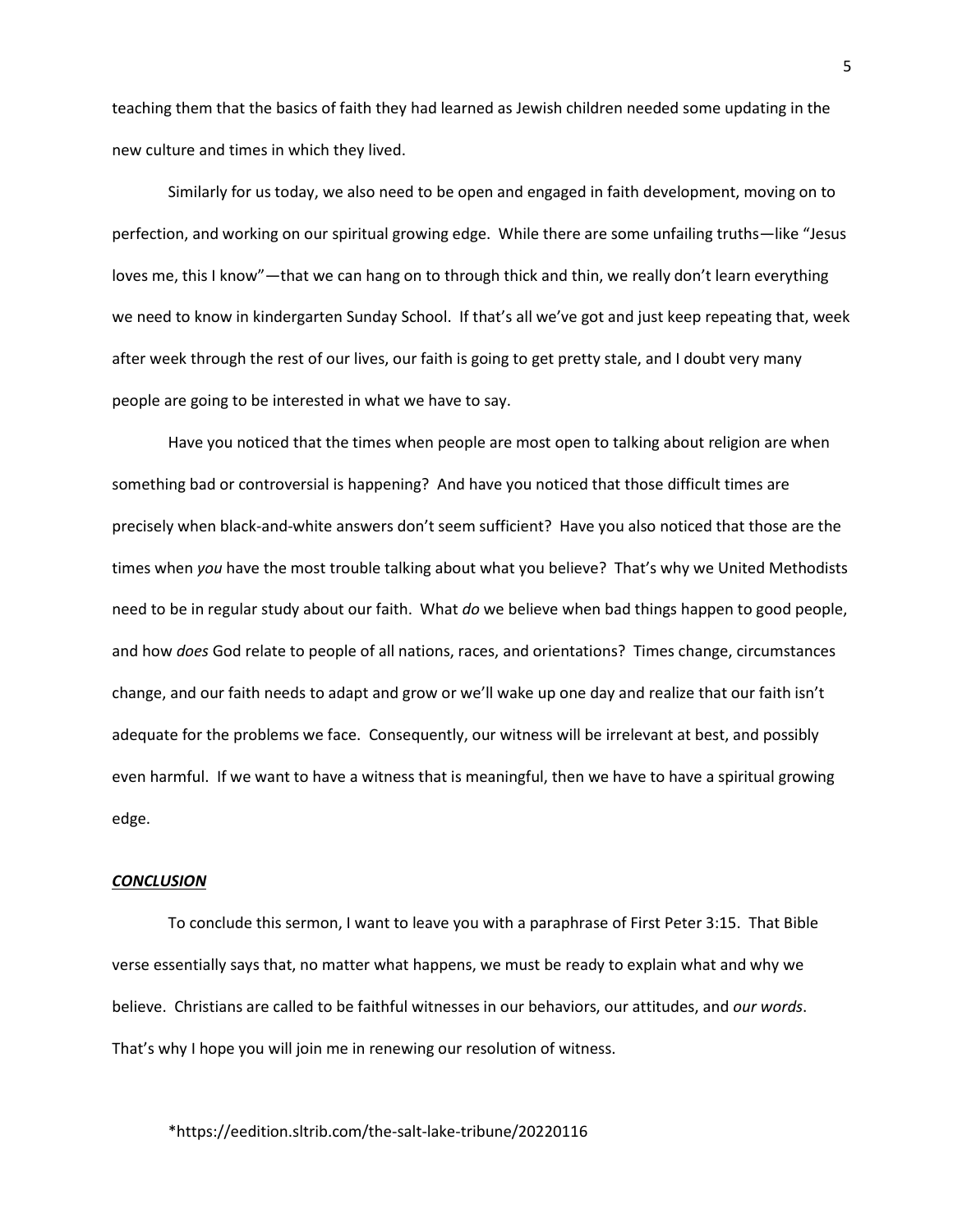teaching them that the basics of faith they had learned as Jewish children needed some updating in the new culture and times in which they lived.

Similarly for us today, we also need to be open and engaged in faith development, moving on to perfection, and working on our spiritual growing edge. While there are some unfailing truths—like "Jesus loves me, this I know"—that we can hang on to through thick and thin, we really don't learn everything we need to know in kindergarten Sunday School. If that's all we've got and just keep repeating that, week after week through the rest of our lives, our faith is going to get pretty stale, and I doubt very many people are going to be interested in what we have to say.

Have you noticed that the times when people are most open to talking about religion are when something bad or controversial is happening? And have you noticed that those difficult times are precisely when black-and-white answers don't seem sufficient? Have you also noticed that those are the times when *you* have the most trouble talking about what you believe? That's why we United Methodists need to be in regular study about our faith. What *do* we believe when bad things happen to good people, and how *does* God relate to people of all nations, races, and orientations? Times change, circumstances change, and our faith needs to adapt and grow or we'll wake up one day and realize that our faith isn't adequate for the problems we face. Consequently, our witness will be irrelevant at best, and possibly even harmful. If we want to have a witness that is meaningful, then we have to have a spiritual growing edge.

***CONCLUSION***

To conclude this sermon, I want to leave you with a paraphrase of First Peter 3:15. That Bible verse essentially says that, no matter what happens, we must be ready to explain what and why we believe. Christians are called to be faithful witnesses in our behaviors, our attitudes, and *our words*. That's why I hope you will join me in renewing our resolution of witness.

*https://eedition.sltrib.com/the-salt-lake-tribune/20220116